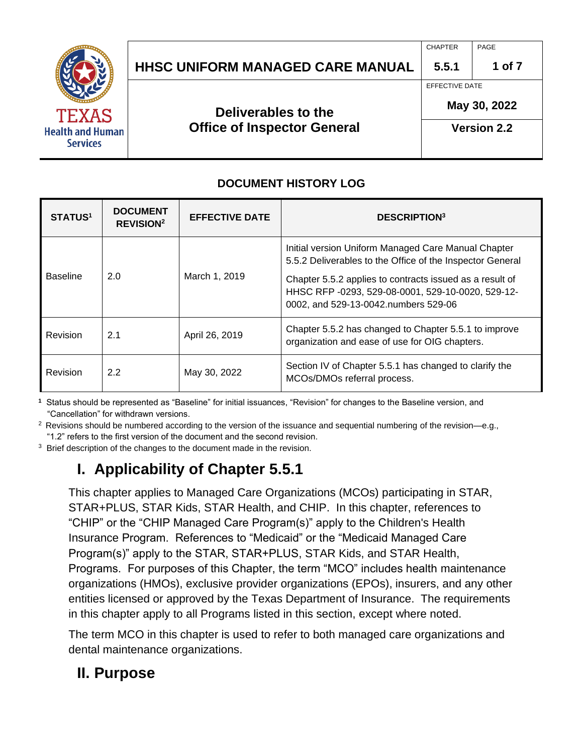| HHSC UNIFORM MANAGED CARE MANUAL | CHAPTER 5.5.1 | PAGE 1 of 7 |
| --- | --- | --- |
| **Deliverables to the Office of Inspector General** | EFFECTIVE DATE May 30, 2022 | |
| | Version 2.2 | |

## DOCUMENT HISTORY LOG

| STATUS[1] | DOCUMENT REVISION[2] | EFFECTIVE DATE | DESCRIPTION[3] |
| --- | --- | --- | --- |
| Baseline | 2.0 | March 1, 2019 | Initial version Uniform Managed Care Manual Chapter 5.5.2 Deliverables to the Office of the Inspector General<br><br>Chapter 5.5.2 applies to contracts issued as a result of HHSC RFP -0293, 529-08-0001, 529-10-0020, 529-12-0002, and 529-13-0042.numbers 529-06 |
| Revision | 2.1 | April 26, 2019 | Chapter 5.5.2 has changed to Chapter 5.5.1 to improve organization and ease of use for OIG chapters. |
| Revision | 2.2 | May 30, 2022 | Section IV of Chapter 5.5.1 has changed to clarify the MCOs/DMOs referral process. |

[1] Status should be represented as “Baseline” for initial issuances, “Revision” for changes to the Baseline version, and “Cancellation” for withdrawn versions.

[2] Revisions should be numbered according to the version of the issuance and sequential numbering of the revision—e.g., “1.2” refers to the first version of the document and the second revision.

[3] Brief description of the changes to the document made in the revision.

# I. Applicability of Chapter 5.5.1

This chapter applies to Managed Care Organizations (MCOs) participating in STAR, STAR+PLUS, STAR Kids, STAR Health, and CHIP. In this chapter, references to “CHIP” or the “CHIP Managed Care Program(s)” apply to the Children's Health Insurance Program. References to “Medicaid” or the “Medicaid Managed Care Program(s)” apply to the STAR, STAR+PLUS, STAR Kids, and STAR Health, Programs. For purposes of this Chapter, the term “MCO” includes health maintenance organizations (HMOs), exclusive provider organizations (EPOs), insurers, and any other entities licensed or approved by the Texas Department of Insurance. The requirements in this chapter apply to all Programs listed in this section, except where noted.

The term MCO in this chapter is used to refer to both managed care organizations and dental maintenance organizations.

# II. Purpose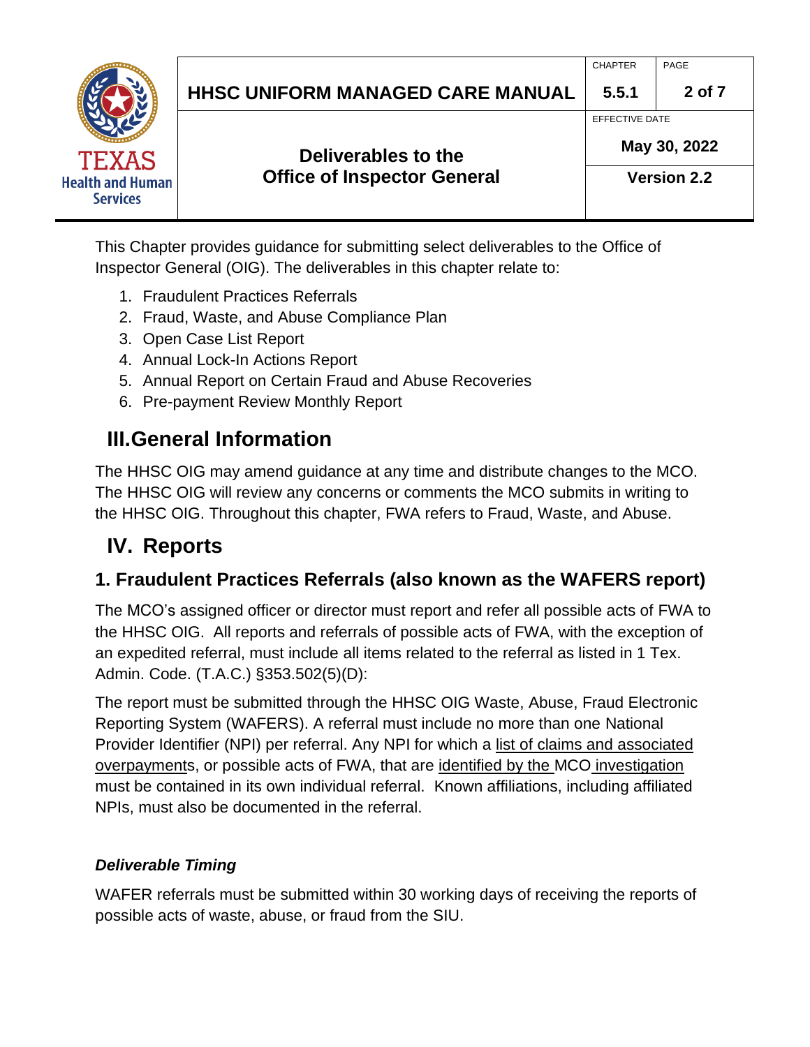This Chapter provides guidance for submitting select deliverables to the Office of Inspector General (OIG). The deliverables in this chapter relate to:

1. Fraudulent Practices Referrals
2. Fraud, Waste, and Abuse Compliance Plan
3. Open Case List Report
4. Annual Lock-In Actions Report
5. Annual Report on Certain Fraud and Abuse Recoveries
6. Pre-payment Review Monthly Report

# III. General Information

The HHSC OIG may amend guidance at any time and distribute changes to the MCO. The HHSC OIG will review any concerns or comments the MCO submits in writing to the HHSC OIG. Throughout this chapter, FWA refers to Fraud, Waste, and Abuse.

# IV. Reports

## 1. Fraudulent Practices Referrals (also known as the WAFERS report)

The MCO's assigned officer or director must report and refer all possible acts of FWA to the HHSC OIG. All reports and referrals of possible acts of FWA, with the exception of an expedited referral, must include all items related to the referral as listed in 1 Tex. Admin. Code. (T.A.C.) §353.502(5)(D):

The report must be submitted through the HHSC OIG Waste, Abuse, Fraud Electronic Reporting System (WAFERS). A referral must include no more than one National Provider Identifier (NPI) per referral. Any NPI for which a list of claims and associated overpayments, or possible acts of FWA, that are identified by the MCO investigation must be contained in its own individual referral. Known affiliations, including affiliated NPIs, must also be documented in the referral.

*Deliverable Timing*

WAFER referrals must be submitted within 30 working days of receiving the reports of possible acts of waste, abuse, or fraud from the SIU.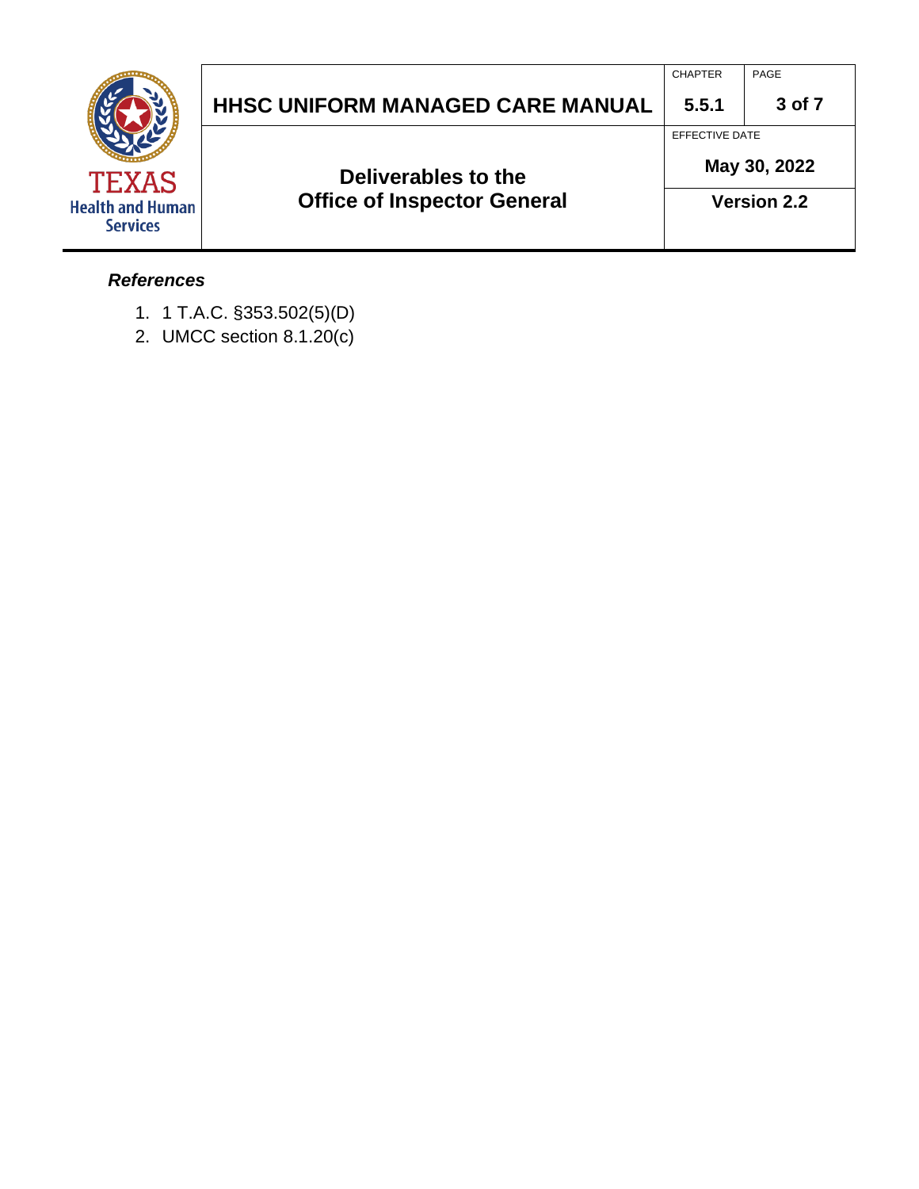***References***

1. 1 T.A.C. §353.502(5)(D)
2. UMCC section 8.1.20(c)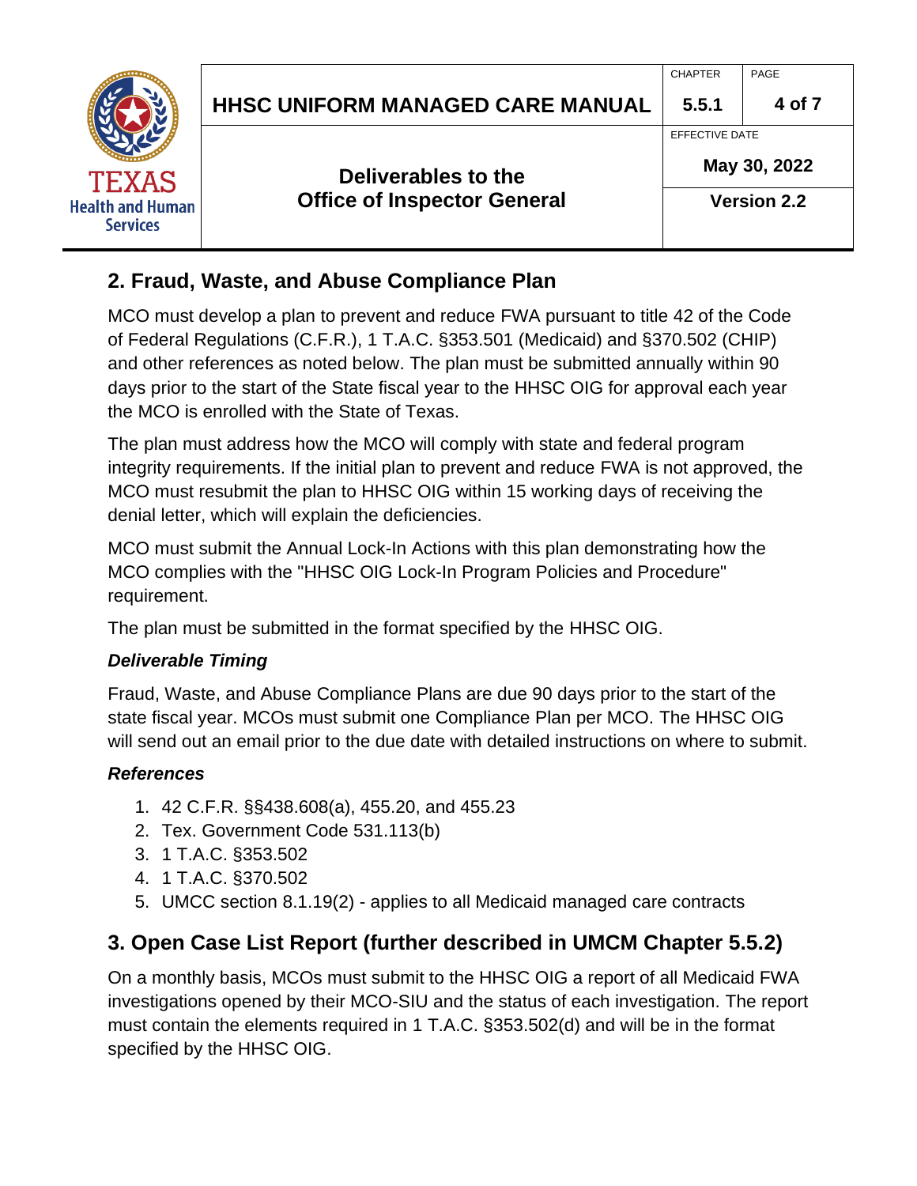## 2. Fraud, Waste, and Abuse Compliance Plan

MCO must develop a plan to prevent and reduce FWA pursuant to title 42 of the Code of Federal Regulations (C.F.R.), 1 T.A.C. §353.501 (Medicaid) and §370.502 (CHIP) and other references as noted below. The plan must be submitted annually within 90 days prior to the start of the State fiscal year to the HHSC OIG for approval each year the MCO is enrolled with the State of Texas.

The plan must address how the MCO will comply with state and federal program integrity requirements. If the initial plan to prevent and reduce FWA is not approved, the MCO must resubmit the plan to HHSC OIG within 15 working days of receiving the denial letter, which will explain the deficiencies.

MCO must submit the Annual Lock-In Actions with this plan demonstrating how the MCO complies with the "HHSC OIG Lock-In Program Policies and Procedure" requirement.

The plan must be submitted in the format specified by the HHSC OIG.

### *Deliverable Timing*

Fraud, Waste, and Abuse Compliance Plans are due 90 days prior to the start of the state fiscal year. MCOs must submit one Compliance Plan per MCO. The HHSC OIG will send out an email prior to the due date with detailed instructions on where to submit.

### *References*

1. 42 C.F.R. §§438.608(a), 455.20, and 455.23
2. Tex. Government Code 531.113(b)
3. 1 T.A.C. §353.502
4. 1 T.A.C. §370.502
5. UMCC section 8.1.19(2) - applies to all Medicaid managed care contracts

## 3. Open Case List Report (further described in UMCM Chapter 5.5.2)

On a monthly basis, MCOs must submit to the HHSC OIG a report of all Medicaid FWA investigations opened by their MCO-SIU and the status of each investigation. The report must contain the elements required in 1 T.A.C. §353.502(d) and will be in the format specified by the HHSC OIG.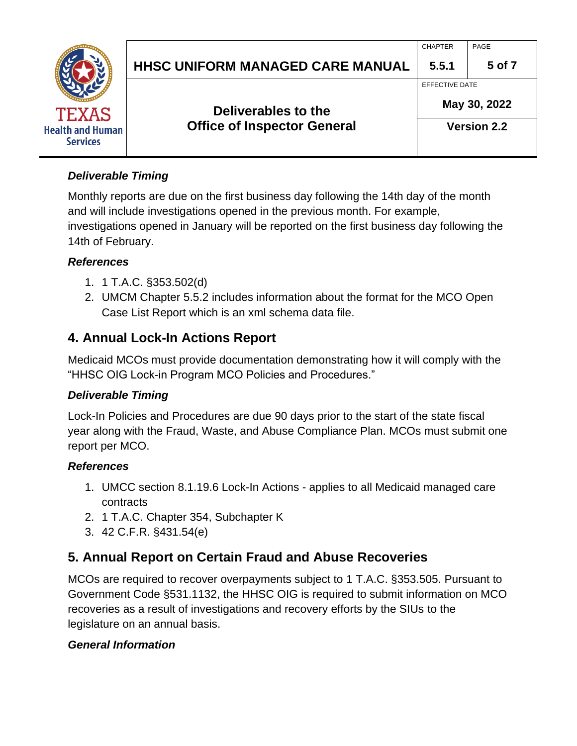### *Deliverable Timing*

Monthly reports are due on the first business day following the 14th day of the month and will include investigations opened in the previous month. For example, investigations opened in January will be reported on the first business day following the 14th of February.

### *References*

1. 1 T.A.C. §353.502(d)
2. UMCM Chapter 5.5.2 includes information about the format for the MCO Open Case List Report which is an xml schema data file.

## 4. Annual Lock-In Actions Report

Medicaid MCOs must provide documentation demonstrating how it will comply with the “HHSC OIG Lock-in Program MCO Policies and Procedures.”

### *Deliverable Timing*

Lock-In Policies and Procedures are due 90 days prior to the start of the state fiscal year along with the Fraud, Waste, and Abuse Compliance Plan. MCOs must submit one report per MCO.

### *References*

1. UMCC section 8.1.19.6 Lock-In Actions - applies to all Medicaid managed care contracts
2. 1 T.A.C. Chapter 354, Subchapter K
3. 42 C.F.R. §431.54(e)

## 5. Annual Report on Certain Fraud and Abuse Recoveries

MCOs are required to recover overpayments subject to 1 T.A.C. §353.505. Pursuant to Government Code §531.1132, the HHSC OIG is required to submit information on MCO recoveries as a result of investigations and recovery efforts by the SIUs to the legislature on an annual basis.

### *General Information*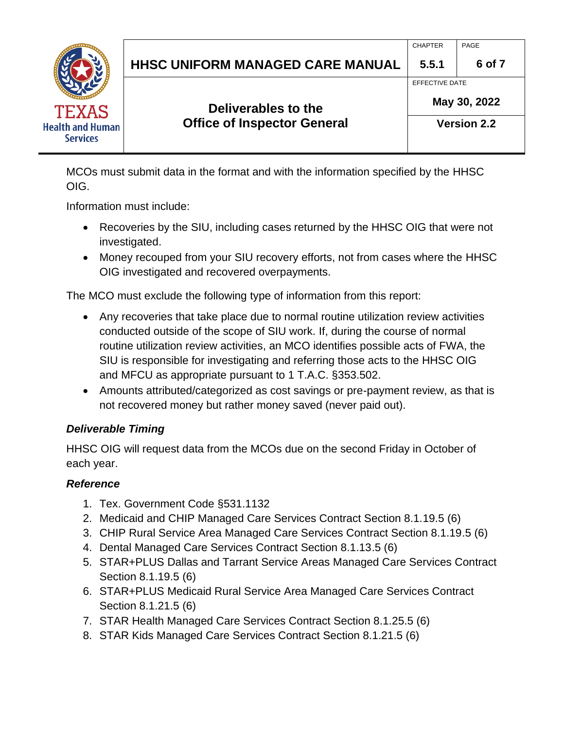MCOs must submit data in the format and with the information specified by the HHSC OIG.

Information must include:

- Recoveries by the SIU, including cases returned by the HHSC OIG that were not investigated.
- Money recouped from your SIU recovery efforts, not from cases where the HHSC OIG investigated and recovered overpayments.

The MCO must exclude the following type of information from this report:

- Any recoveries that take place due to normal routine utilization review activities conducted outside of the scope of SIU work. If, during the course of normal routine utilization review activities, an MCO identifies possible acts of FWA, the SIU is responsible for investigating and referring those acts to the HHSC OIG and MFCU as appropriate pursuant to 1 T.A.C. §353.502.
- Amounts attributed/categorized as cost savings or pre-payment review, as that is not recovered money but rather money saved (never paid out).

### *Deliverable Timing*

HHSC OIG will request data from the MCOs due on the second Friday in October of each year.

### *Reference*

1. Tex. Government Code §531.1132
2. Medicaid and CHIP Managed Care Services Contract Section 8.1.19.5 (6)
3. CHIP Rural Service Area Managed Care Services Contract Section 8.1.19.5 (6)
4. Dental Managed Care Services Contract Section 8.1.13.5 (6)
5. STAR+PLUS Dallas and Tarrant Service Areas Managed Care Services Contract Section 8.1.19.5 (6)
6. STAR+PLUS Medicaid Rural Service Area Managed Care Services Contract Section 8.1.21.5 (6)
7. STAR Health Managed Care Services Contract Section 8.1.25.5 (6)
8. STAR Kids Managed Care Services Contract Section 8.1.21.5 (6)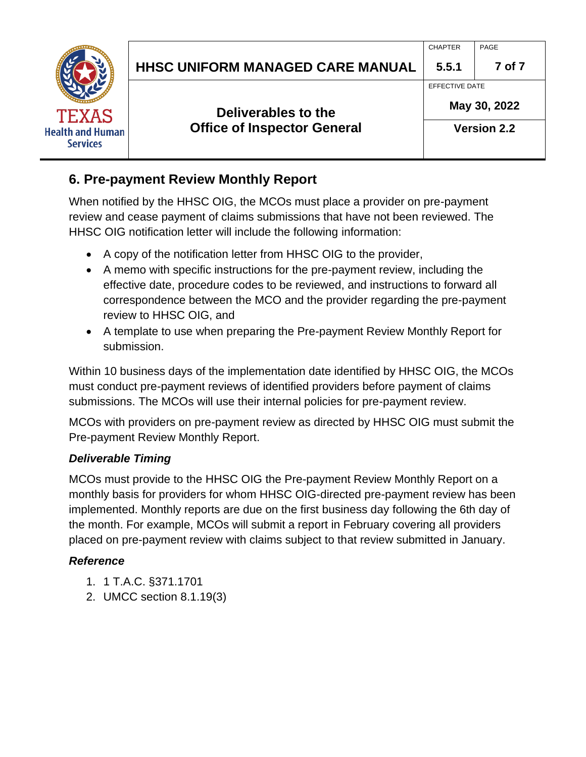## 6. Pre-payment Review Monthly Report

When notified by the HHSC OIG, the MCOs must place a provider on pre-payment review and cease payment of claims submissions that have not been reviewed. The HHSC OIG notification letter will include the following information:

- A copy of the notification letter from HHSC OIG to the provider,
- A memo with specific instructions for the pre-payment review, including the effective date, procedure codes to be reviewed, and instructions to forward all correspondence between the MCO and the provider regarding the pre-payment review to HHSC OIG, and
- A template to use when preparing the Pre-payment Review Monthly Report for submission.

Within 10 business days of the implementation date identified by HHSC OIG, the MCOs must conduct pre-payment reviews of identified providers before payment of claims submissions. The MCOs will use their internal policies for pre-payment review.

MCOs with providers on pre-payment review as directed by HHSC OIG must submit the Pre-payment Review Monthly Report.

### *Deliverable Timing*

MCOs must provide to the HHSC OIG the Pre-payment Review Monthly Report on a monthly basis for providers for whom HHSC OIG-directed pre-payment review has been implemented. Monthly reports are due on the first business day following the 6th day of the month. For example, MCOs will submit a report in February covering all providers placed on pre-payment review with claims subject to that review submitted in January.

### *Reference*

1. 1 T.A.C. §371.1701
2. UMCC section 8.1.19(3)